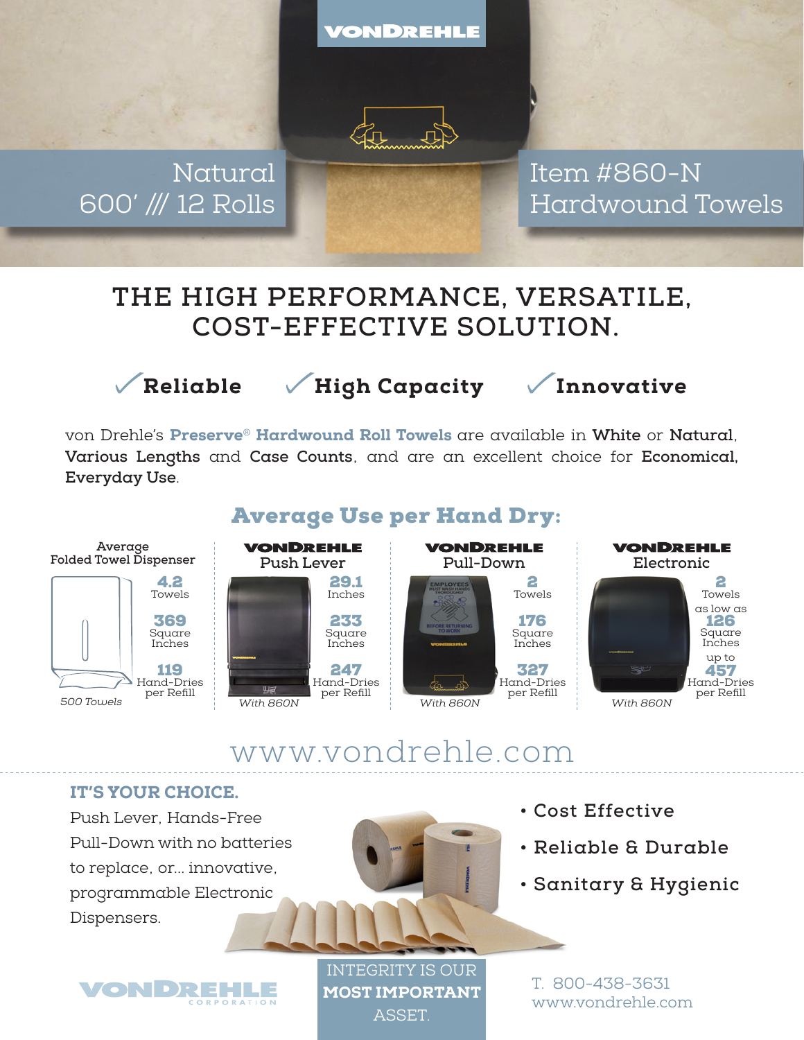VONDREHLE

Natural
600′ /// 12 Rolls

Item #860-N
Hardwound Towels

# THE HIGH PERFORMANCE, VERSATILE, COST-EFFECTIVE SOLUTION.

✓**Reliable** ✓**High Capacity** ✓**Innovative**

von Drehle's **Preserve® Hardwound Roll Towels** are available in **White** or **Natural**, **Various Lengths** and **Case Counts**, and are an excellent choice for **Economical, Everyday Use**.

## Average Use per Hand Dry:

| Average Folded Towel Dispenser | VONDREHLE Push Lever | VONDREHLE Pull-Down | VONDREHLE Electronic |
|---|---|---|---|
| **4.2** Towels | **29.1** Inches | **2** Towels | **2** Towels |
| **369** Square Inches | **233** Square Inches | **176** Square Inches | as low as **126** Square Inches |
| **119** Hand-Dries per Refill | **247** Hand-Dries per Refill | **327** Hand-Dries per Refill | up to **457** Hand-Dries per Refill |
| *500 Towels* | *With 860N* | *With 860N* | *With 860N* |

www.vondrehle.com

### IT'S YOUR CHOICE.

Push Lever, Hands-Free Pull-Down with no batteries to replace, or... innovative, programmable Electronic Dispensers.

- Cost Effective
- Reliable & Durable
- Sanitary & Hygienic

VONDREHLE CORPORATION

INTEGRITY IS OUR **MOST IMPORTANT** ASSET.

T. 800-438-3631
www.vondrehle.com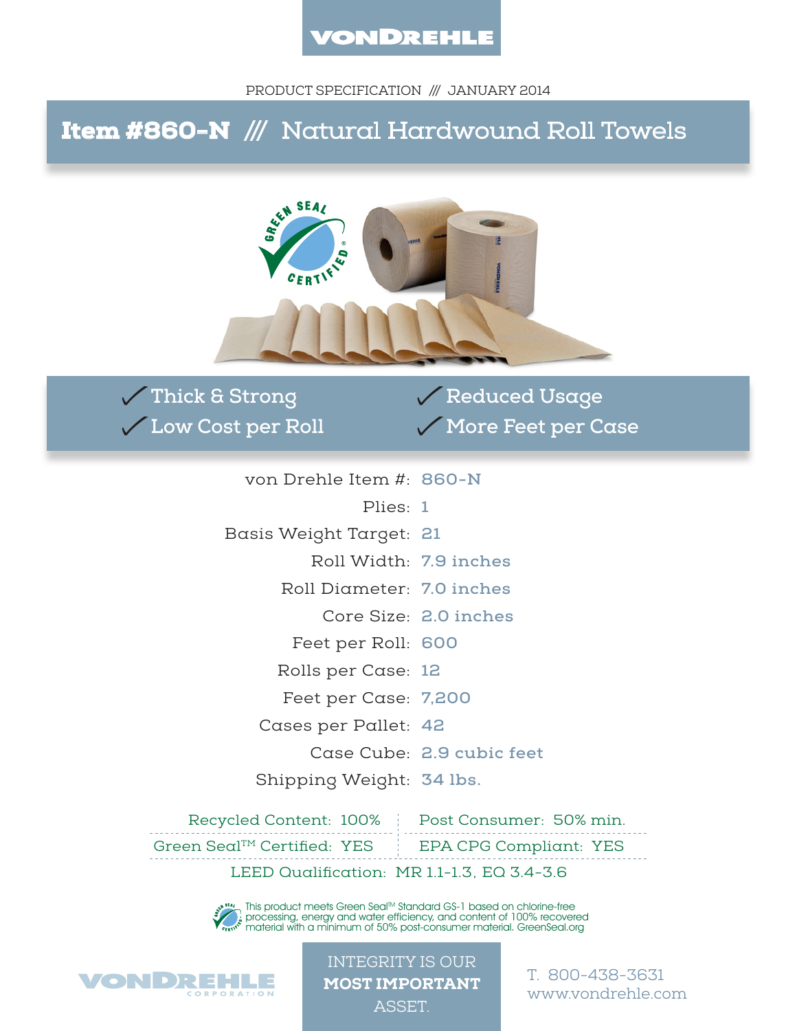VONDREHLE

PRODUCT SPECIFICATION /// JANUARY 2014

# Item #860-N /// Natural Hardwound Roll Towels

✓ Thick & Strong
✓ Low Cost per Roll
✓ Reduced Usage
✓ More Feet per Case

| | |
|---|---|
| von Drehle Item #: | 860-N |
| Plies: | 1 |
| Basis Weight Target: | 21 |
| Roll Width: | 7.9 inches |
| Roll Diameter: | 7.0 inches |
| Core Size: | 2.0 inches |
| Feet per Roll: | 600 |
| Rolls per Case: | 12 |
| Feet per Case: | 7,200 |
| Cases per Pallet: | 42 |
| Case Cube: | 2.9 cubic feet |
| Shipping Weight: | 34 lbs. |

| | |
|---|---|
| Recycled Content: 100% | Post Consumer: 50% min. |
| Green Seal™ Certified: YES | EPA CPG Compliant: YES |

LEED Qualification: MR 1.1-1.3, EQ 3.4-3.6

This product meets Green Seal™ Standard GS-1 based on chlorine-free processing, energy and water efficiency, and content of 100% recovered material with a minimum of 50% post-consumer material. GreenSeal.org

VONDREHLE CORPORATION

INTEGRITY IS OUR **MOST IMPORTANT** ASSET.

T. 800-438-3631
www.vondrehle.com